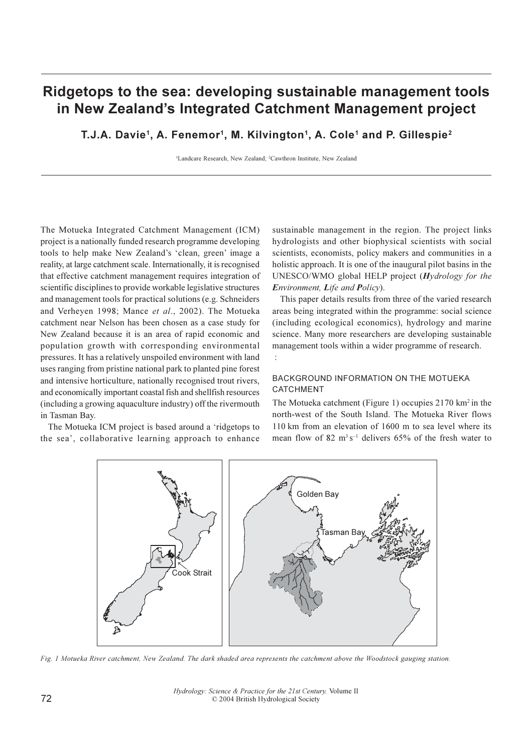// Ridgetops to the sea: developing sustainable management tools in New Zealand's Integrated Catchment Management project

# Ridgetops to the sea: developing sustainable management tools in New Zealand's Integrated Catchment Management project

**T.J.A. Davie[1], A. Fenemor[1], M. Kilvington[1], A. Cole[1] and P. Gillespie[2]**

[1]Landcare Research, New Zealand; [2]Cawthron Institute, New Zealand

The Motueka Integrated Catchment Management (ICM) project is a nationally funded research programme developing tools to help make New Zealand's 'clean, green' image a reality, at large catchment scale. Internationally, it is recognised that effective catchment management requires integration of scientific disciplines to provide workable legislative structures and management tools for practical solutions (e.g. Schneiders and Verheyen 1998; Mance *et al*., 2002). The Motueka catchment near Nelson has been chosen as a case study for New Zealand because it is an area of rapid economic and population growth with corresponding environmental pressures. It has a relatively unspoiled environment with land uses ranging from pristine national park to planted pine forest and intensive horticulture, nationally recognised trout rivers, and economically important coastal fish and shellfish resources (including a growing aquaculture industry) off the rivermouth in Tasman Bay.

The Motueka ICM project is based around a 'ridgetops to the sea', collaborative learning approach to enhance sustainable management in the region. The project links hydrologists and other biophysical scientists with social scientists, economists, policy makers and communities in a holistic approach. It is one of the inaugural pilot basins in the UNESCO/WMO global HELP project (***H****ydrology for the* ***E****nvironment,* ***L****ife and* ***P****olicy*).

This paper details results from three of the varied research areas being integrated within the programme: social science (including ecological economics), hydrology and marine science. Many more researchers are developing sustainable management tools within a wider programme of research.

## BACKGROUND INFORMATION ON THE MOTUEKA CATCHMENT

The Motueka catchment (Figure 1) occupies 2170 km$^2$ in the north-west of the South Island. The Motueka River flows 110 km from an elevation of 1600 m to sea level where its mean flow of 82 m$^3$ s$^{-1}$ delivers 65% of the fresh water to

*Fig. 1 Motueka River catchment, New Zealand. The dark shaded area represents the catchment above the Woodstock gauging station.*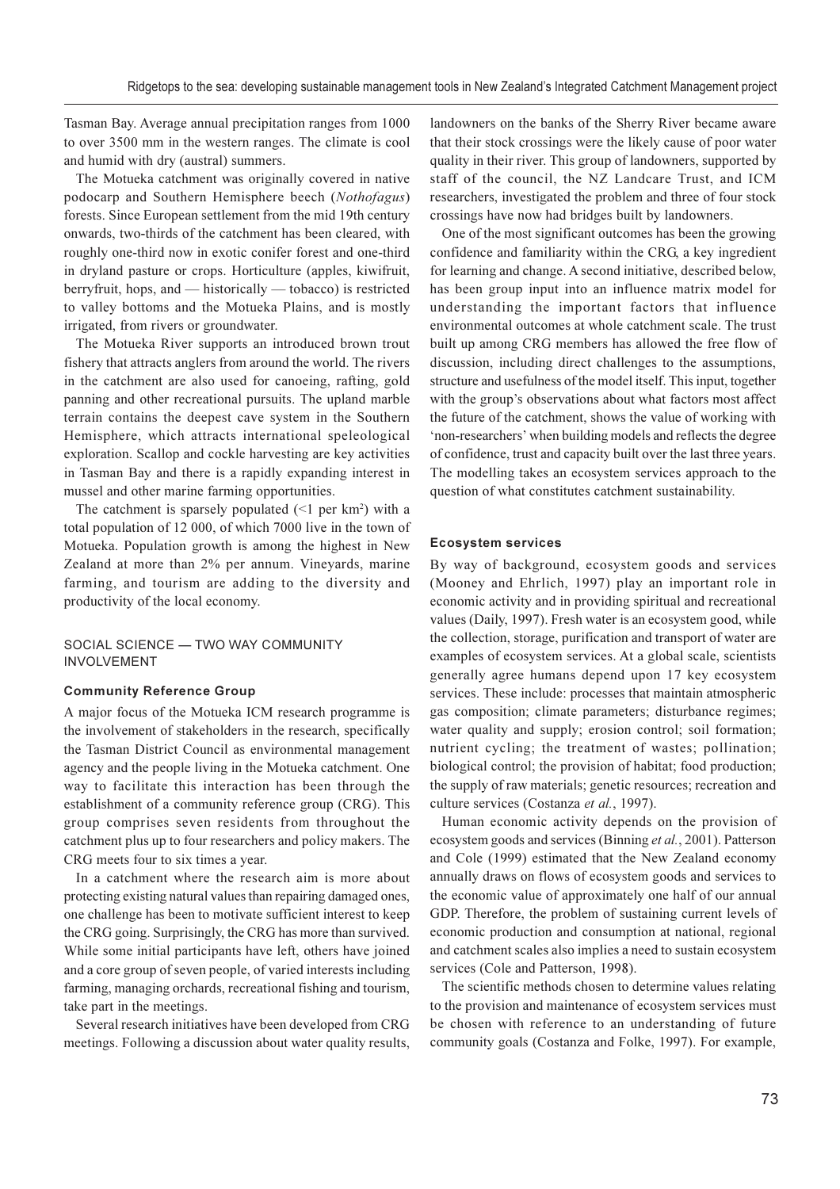Tasman Bay. Average annual precipitation ranges from 1000 to over 3500 mm in the western ranges. The climate is cool and humid with dry (austral) summers.

The Motueka catchment was originally covered in native podocarp and Southern Hemisphere beech (*Nothofagus*) forests. Since European settlement from the mid 19th century onwards, two-thirds of the catchment has been cleared, with roughly one-third now in exotic conifer forest and one-third in dryland pasture or crops. Horticulture (apples, kiwifruit, berryfruit, hops, and — historically — tobacco) is restricted to valley bottoms and the Motueka Plains, and is mostly irrigated, from rivers or groundwater.

The Motueka River supports an introduced brown trout fishery that attracts anglers from around the world. The rivers in the catchment are also used for canoeing, rafting, gold panning and other recreational pursuits. The upland marble terrain contains the deepest cave system in the Southern Hemisphere, which attracts international speleological exploration. Scallop and cockle harvesting are key activities in Tasman Bay and there is a rapidly expanding interest in mussel and other marine farming opportunities.

The catchment is sparsely populated (<1 per km$^2$) with a total population of 12 000, of which 7000 live in the town of Motueka. Population growth is among the highest in New Zealand at more than 2% per annum. Vineyards, marine farming, and tourism are adding to the diversity and productivity of the local economy.

## SOCIAL SCIENCE — TWO WAY COMMUNITY INVOLVEMENT

### Community Reference Group

A major focus of the Motueka ICM research programme is the involvement of stakeholders in the research, specifically the Tasman District Council as environmental management agency and the people living in the Motueka catchment. One way to facilitate this interaction has been through the establishment of a community reference group (CRG). This group comprises seven residents from throughout the catchment plus up to four researchers and policy makers. The CRG meets four to six times a year.

In a catchment where the research aim is more about protecting existing natural values than repairing damaged ones, one challenge has been to motivate sufficient interest to keep the CRG going. Surprisingly, the CRG has more than survived. While some initial participants have left, others have joined and a core group of seven people, of varied interests including farming, managing orchards, recreational fishing and tourism, take part in the meetings.

Several research initiatives have been developed from CRG meetings. Following a discussion about water quality results, landowners on the banks of the Sherry River became aware that their stock crossings were the likely cause of poor water quality in their river. This group of landowners, supported by staff of the council, the NZ Landcare Trust, and ICM researchers, investigated the problem and three of four stock crossings have now had bridges built by landowners.

One of the most significant outcomes has been the growing confidence and familiarity within the CRG, a key ingredient for learning and change. A second initiative, described below, has been group input into an influence matrix model for understanding the important factors that influence environmental outcomes at whole catchment scale. The trust built up among CRG members has allowed the free flow of discussion, including direct challenges to the assumptions, structure and usefulness of the model itself. This input, together with the group's observations about what factors most affect the future of the catchment, shows the value of working with 'non-researchers' when building models and reflects the degree of confidence, trust and capacity built over the last three years. The modelling takes an ecosystem services approach to the question of what constitutes catchment sustainability.

### Ecosystem services

By way of background, ecosystem goods and services (Mooney and Ehrlich, 1997) play an important role in economic activity and in providing spiritual and recreational values (Daily, 1997). Fresh water is an ecosystem good, while the collection, storage, purification and transport of water are examples of ecosystem services. At a global scale, scientists generally agree humans depend upon 17 key ecosystem services. These include: processes that maintain atmospheric gas composition; climate parameters; disturbance regimes; water quality and supply; erosion control; soil formation; nutrient cycling; the treatment of wastes; pollination; biological control; the provision of habitat; food production; the supply of raw materials; genetic resources; recreation and culture services (Costanza *et al.*, 1997).

Human economic activity depends on the provision of ecosystem goods and services (Binning *et al.*, 2001). Patterson and Cole (1999) estimated that the New Zealand economy annually draws on flows of ecosystem goods and services to the economic value of approximately one half of our annual GDP. Therefore, the problem of sustaining current levels of economic production and consumption at national, regional and catchment scales also implies a need to sustain ecosystem services (Cole and Patterson, 1998).

The scientific methods chosen to determine values relating to the provision and maintenance of ecosystem services must be chosen with reference to an understanding of future community goals (Costanza and Folke, 1997). For example,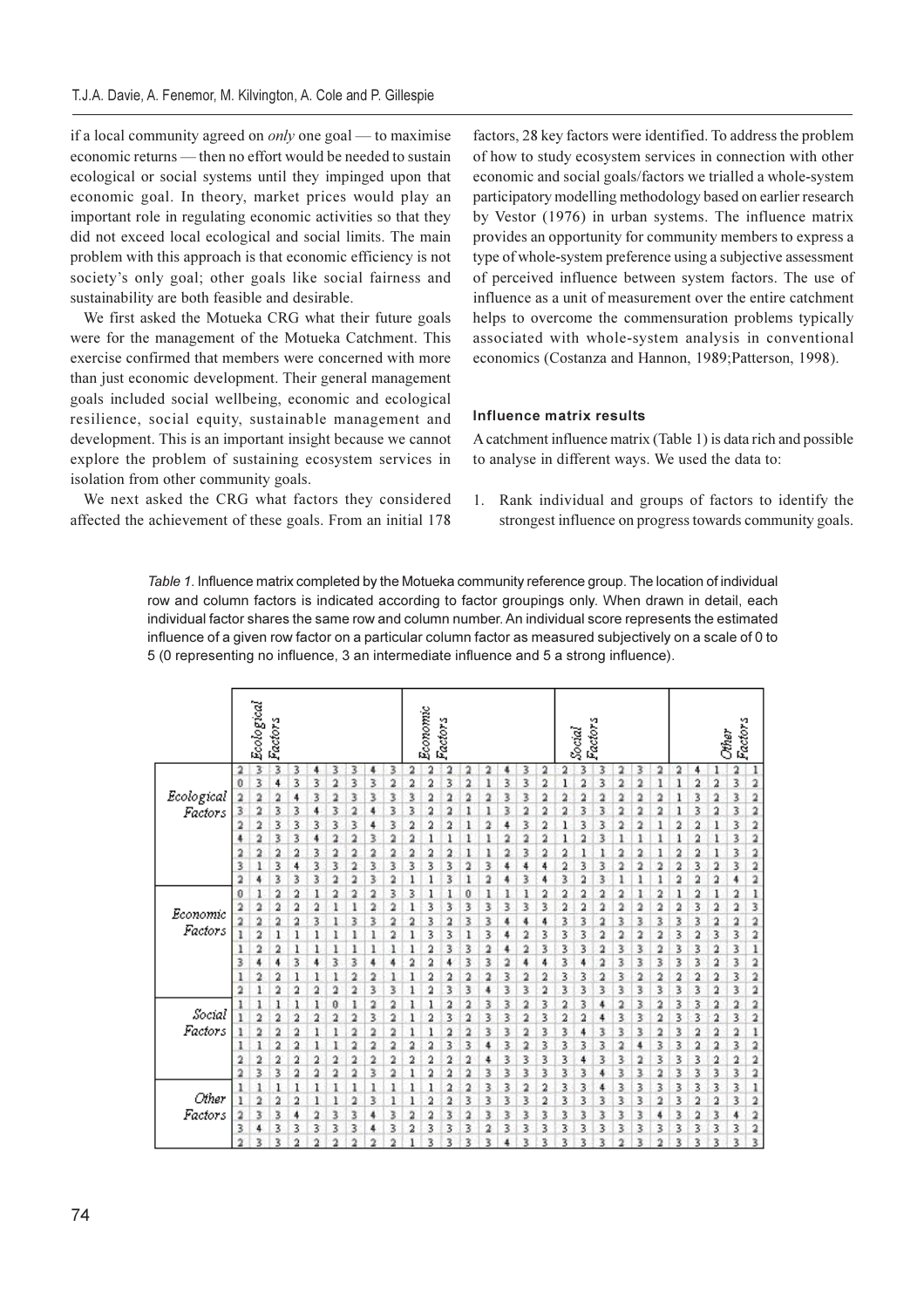if a local community agreed on *only* one goal — to maximise economic returns — then no effort would be needed to sustain ecological or social systems until they impinged upon that economic goal. In theory, market prices would play an important role in regulating economic activities so that they did not exceed local ecological and social limits. The main problem with this approach is that economic efficiency is not society's only goal; other goals like social fairness and sustainability are both feasible and desirable.

We first asked the Motueka CRG what their future goals were for the management of the Motueka Catchment. This exercise confirmed that members were concerned with more than just economic development. Their general management goals included social wellbeing, economic and ecological resilience, social equity, sustainable management and development. This is an important insight because we cannot explore the problem of sustaining ecosystem services in isolation from other community goals.

We next asked the CRG what factors they considered affected the achievement of these goals. From an initial 178 factors, 28 key factors were identified. To address the problem of how to study ecosystem services in connection with other economic and social goals/factors we trialled a whole-system participatory modelling methodology based on earlier research by Vestor (1976) in urban systems. The influence matrix provides an opportunity for community members to express a type of whole-system preference using a subjective assessment of perceived influence between system factors. The use of influence as a unit of measurement over the entire catchment helps to overcome the commensuration problems typically associated with whole-system analysis in conventional economics (Costanza and Hannon, 1989; Patterson, 1998).

### Influence matrix results

A catchment influence matrix (Table 1) is data rich and possible to analyse in different ways. We used the data to:

1. Rank individual and groups of factors to identify the strongest influence on progress towards community goals.

*Table 1.* Influence matrix completed by the Motueka community reference group. The location of individual row and column factors is indicated according to factor groupings only. When drawn in detail, each individual factor shares the same row and column number. An individual score represents the estimated influence of a given row factor on a particular column factor as measured subjectively on a scale of 0 to 5 (0 representing no influence, 3 an intermediate influence and 5 a strong influence).

| | *Ecological Factors* | | | | | | | | | *Economic Factors* | | | | | | | | *Social Factors* | | | | | | *Other Factors* | | | | |
|---|---|---|---|---|---|---|---|---|---|---|---|---|---|---|---|---|---|---|---|---|---|---|---|---|---|---|---|---|
| *Ecological Factors* | 2 | 3 | 3 | 3 | 4 | 3 | 3 | 4 | 3 | 2 | 2 | 2 | 2 | 2 | 4 | 3 | 2 | 2 | 3 | 3 | 2 | 3 | 2 | 2 | 4 | 1 | 2 | 1 |
| | 0 | 3 | 4 | 3 | 3 | 2 | 3 | 3 | 2 | 2 | 2 | 3 | 2 | 1 | 3 | 3 | 2 | 1 | 2 | 3 | 2 | 2 | 1 | 1 | 2 | 2 | 3 | 2 |
| | 2 | 2 | 2 | 4 | 3 | 2 | 3 | 3 | 3 | 3 | 2 | 2 | 2 | 2 | 3 | 3 | 2 | 2 | 2 | 2 | 2 | 2 | 2 | 1 | 3 | 2 | 3 | 2 |
| | 3 | 2 | 3 | 3 | 4 | 3 | 2 | 4 | 3 | 3 | 2 | 2 | 1 | 1 | 3 | 2 | 2 | 2 | 3 | 3 | 2 | 2 | 2 | 1 | 3 | 2 | 3 | 2 |
| | 2 | 2 | 3 | 3 | 3 | 3 | 3 | 4 | 3 | 2 | 2 | 2 | 1 | 2 | 4 | 3 | 2 | 1 | 3 | 3 | 2 | 2 | 1 | 2 | 2 | 1 | 3 | 2 |
| | 4 | 2 | 3 | 3 | 4 | 2 | 2 | 3 | 2 | 2 | 1 | 1 | 1 | 1 | 2 | 2 | 2 | 1 | 2 | 3 | 1 | 1 | 1 | 1 | 2 | 1 | 3 | 2 |
| | 2 | 2 | 2 | 2 | 3 | 2 | 2 | 2 | 2 | 2 | 2 | 2 | 1 | 1 | 2 | 3 | 2 | 2 | 1 | 1 | 2 | 2 | 1 | 2 | 2 | 1 | 3 | 2 |
| | 3 | 1 | 3 | 4 | 3 | 3 | 2 | 3 | 3 | 3 | 3 | 3 | 2 | 3 | 4 | 4 | 4 | 2 | 3 | 3 | 2 | 2 | 2 | 2 | 3 | 2 | 3 | 2 |
| | 2 | 4 | 3 | 3 | 3 | 2 | 2 | 3 | 2 | 1 | 1 | 3 | 1 | 2 | 4 | 3 | 4 | 3 | 2 | 3 | 1 | 1 | 1 | 2 | 2 | 2 | 4 | 2 |
| *Economic Factors* | 0 | 1 | 2 | 2 | 1 | 2 | 2 | 2 | 3 | 3 | 1 | 1 | 0 | 1 | 1 | 1 | 2 | 2 | 2 | 2 | 2 | 1 | 2 | 1 | 2 | 1 | 2 | 1 |
| | 2 | 2 | 2 | 2 | 2 | 1 | 1 | 2 | 2 | 1 | 3 | 3 | 3 | 3 | 3 | 3 | 3 | 2 | 2 | 2 | 2 | 2 | 2 | 2 | 3 | 2 | 2 | 3 |
| | 2 | 2 | 2 | 2 | 3 | 1 | 3 | 3 | 2 | 2 | 3 | 2 | 3 | 3 | 4 | 4 | 4 | 3 | 3 | 2 | 3 | 3 | 3 | 3 | 3 | 2 | 2 | 2 |
| | 1 | 2 | 1 | 1 | 1 | 1 | 1 | 1 | 2 | 1 | 3 | 3 | 1 | 3 | 4 | 2 | 3 | 3 | 3 | 2 | 2 | 2 | 2 | 3 | 2 | 3 | 3 | 2 |
| | 1 | 2 | 2 | 1 | 1 | 1 | 1 | 1 | 1 | 1 | 2 | 3 | 3 | 2 | 4 | 2 | 3 | 3 | 3 | 2 | 3 | 3 | 2 | 3 | 3 | 2 | 3 | 1 |
| | 3 | 4 | 4 | 3 | 4 | 3 | 3 | 4 | 4 | 2 | 2 | 4 | 3 | 3 | 2 | 4 | 4 | 3 | 4 | 2 | 3 | 3 | 3 | 3 | 3 | 2 | 3 | 2 |
| | 1 | 2 | 2 | 1 | 1 | 1 | 2 | 2 | 1 | 1 | 2 | 2 | 2 | 2 | 3 | 2 | 2 | 3 | 3 | 2 | 3 | 2 | 2 | 2 | 3 | 2 | 3 | 2 |
| | 2 | 1 | 2 | 2 | 2 | 2 | 2 | 3 | 3 | 1 | 2 | 3 | 3 | 4 | 3 | 3 | 2 | 3 | 3 | 3 | 3 | 3 | 3 | 3 | 3 | 2 | 3 | 2 |
| *Social Factors* | 1 | 1 | 1 | 1 | 1 | 0 | 1 | 2 | 2 | 1 | 1 | 2 | 2 | 3 | 3 | 2 | 3 | 2 | 3 | 4 | 2 | 3 | 2 | 3 | 3 | 2 | 2 | 2 |
| | 1 | 2 | 2 | 2 | 2 | 2 | 2 | 3 | 2 | 1 | 2 | 3 | 2 | 3 | 3 | 2 | 3 | 2 | 2 | 4 | 3 | 3 | 2 | 3 | 3 | 2 | 3 | 2 |
| | 1 | 2 | 2 | 2 | 1 | 1 | 2 | 2 | 2 | 1 | 1 | 2 | 2 | 3 | 3 | 2 | 3 | 3 | 4 | 3 | 3 | 3 | 2 | 3 | 2 | 2 | 2 | 1 |
| | 1 | 1 | 2 | 2 | 1 | 1 | 2 | 2 | 2 | 2 | 2 | 3 | 3 | 4 | 3 | 2 | 3 | 3 | 3 | 3 | 2 | 4 | 3 | 3 | 2 | 2 | 3 | 2 |
| | 2 | 2 | 2 | 2 | 2 | 2 | 2 | 2 | 2 | 2 | 2 | 2 | 2 | 4 | 3 | 3 | 3 | 3 | 4 | 3 | 3 | 2 | 3 | 3 | 3 | 2 | 2 | 2 |
| | 2 | 3 | 3 | 2 | 2 | 2 | 2 | 3 | 2 | 1 | 2 | 2 | 2 | 3 | 3 | 3 | 3 | 3 | 3 | 4 | 3 | 3 | 2 | 3 | 3 | 3 | 3 | 2 |
| *Other Factors* | 1 | 1 | 1 | 1 | 1 | 1 | 1 | 1 | 1 | 1 | 1 | 2 | 2 | 3 | 3 | 2 | 2 | 3 | 3 | 4 | 3 | 3 | 3 | 3 | 3 | 3 | 3 | 1 |
| | 1 | 2 | 2 | 2 | 1 | 1 | 2 | 2 | 3 | 1 | 1 | 2 | 2 | 3 | 3 | 3 | 2 | 3 | 3 | 3 | 3 | 3 | 2 | 3 | 2 | 2 | 3 | 2 |
| | 2 | 3 | 3 | 4 | 2 | 3 | 3 | 4 | 3 | 2 | 2 | 3 | 2 | 3 | 3 | 3 | 3 | 3 | 3 | 3 | 3 | 3 | 4 | 3 | 2 | 3 | 4 | 2 |
| | 3 | 4 | 3 | 3 | 3 | 3 | 3 | 4 | 3 | 2 | 3 | 3 | 3 | 2 | 3 | 3 | 3 | 3 | 3 | 3 | 3 | 3 | 3 | 3 | 3 | 3 | 3 | 2 |
| | 2 | 3 | 3 | 2 | 2 | 2 | 2 | 2 | 2 | 1 | 3 | 3 | 3 | 3 | 4 | 3 | 3 | 3 | 3 | 3 | 2 | 3 | 2 | 3 | 3 | 3 | 3 | 3 |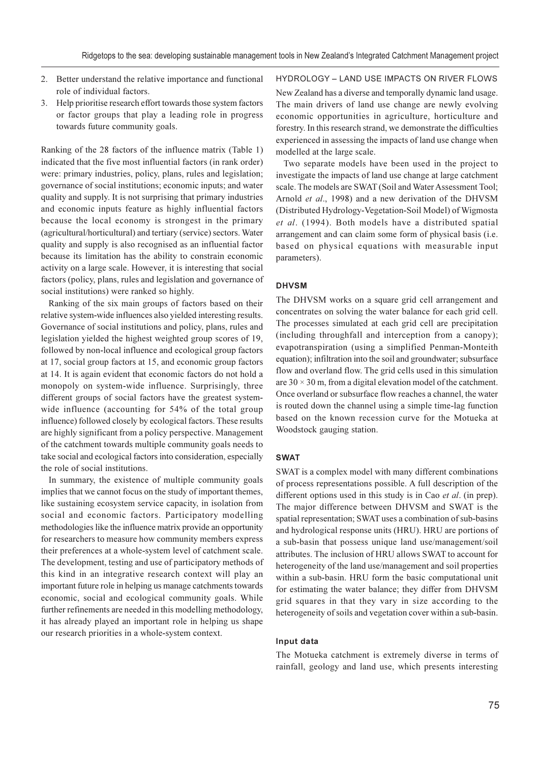2. Better understand the relative importance and functional role of individual factors.
3. Help prioritise research effort towards those system factors or factor groups that play a leading role in progress towards future community goals.

Ranking of the 28 factors of the influence matrix (Table 1) indicated that the five most influential factors (in rank order) were: primary industries, policy, plans, rules and legislation; governance of social institutions; economic inputs; and water quality and supply. It is not surprising that primary industries and economic inputs feature as highly influential factors because the local economy is strongest in the primary (agricultural/horticultural) and tertiary (service) sectors. Water quality and supply is also recognised as an influential factor because its limitation has the ability to constrain economic activity on a large scale. However, it is interesting that social factors (policy, plans, rules and legislation and governance of social institutions) were ranked so highly.

Ranking of the six main groups of factors based on their relative system-wide influences also yielded interesting results. Governance of social institutions and policy, plans, rules and legislation yielded the highest weighted group scores of 19, followed by non-local influence and ecological group factors at 17, social group factors at 15, and economic group factors at 14. It is again evident that economic factors do not hold a monopoly on system-wide influence. Surprisingly, three different groups of social factors have the greatest system-wide influence (accounting for 54% of the total group influence) followed closely by ecological factors. These results are highly significant from a policy perspective. Management of the catchment towards multiple community goals needs to take social and ecological factors into consideration, especially the role of social institutions.

In summary, the existence of multiple community goals implies that we cannot focus on the study of important themes, like sustaining ecosystem service capacity, in isolation from social and economic factors. Participatory modelling methodologies like the influence matrix provide an opportunity for researchers to measure how community members express their preferences at a whole-system level of catchment scale. The development, testing and use of participatory methods of this kind in an integrative research context will play an important future role in helping us manage catchments towards economic, social and ecological community goals. While further refinements are needed in this modelling methodology, it has already played an important role in helping us shape our research priorities in a whole-system context.

## HYDROLOGY – LAND USE IMPACTS ON RIVER FLOWS

New Zealand has a diverse and temporally dynamic land usage. The main drivers of land use change are newly evolving economic opportunities in agriculture, horticulture and forestry. In this research strand, we demonstrate the difficulties experienced in assessing the impacts of land use change when modelled at the large scale.

Two separate models have been used in the project to investigate the impacts of land use change at large catchment scale. The models are SWAT (Soil and Water Assessment Tool; Arnold *et al*., 1998) and a new derivation of the DHVSM (Distributed Hydrology-Vegetation-Soil Model) of Wigmosta *et al*. (1994). Both models have a distributed spatial arrangement and can claim some form of physical basis (i.e. based on physical equations with measurable input parameters).

### DHVSM

The DHVSM works on a square grid cell arrangement and concentrates on solving the water balance for each grid cell. The processes simulated at each grid cell are precipitation (including throughfall and interception from a canopy); evapotranspiration (using a simplified Penman-Monteith equation); infiltration into the soil and groundwater; subsurface flow and overland flow. The grid cells used in this simulation are $30 \times 30$ m, from a digital elevation model of the catchment. Once overland or subsurface flow reaches a channel, the water is routed down the channel using a simple time-lag function based on the known recession curve for the Motueka at Woodstock gauging station.

### SWAT

SWAT is a complex model with many different combinations of process representations possible. A full description of the different options used in this study is in Cao *et al*. (in prep). The major difference between DHVSM and SWAT is the spatial representation; SWAT uses a combination of sub-basins and hydrological response units (HRU). HRU are portions of a sub-basin that possess unique land use/management/soil attributes. The inclusion of HRU allows SWAT to account for heterogeneity of the land use/management and soil properties within a sub-basin. HRU form the basic computational unit for estimating the water balance; they differ from DHVSM grid squares in that they vary in size according to the heterogeneity of soils and vegetation cover within a sub-basin.

#### Input data

The Motueka catchment is extremely diverse in terms of rainfall, geology and land use, which presents interesting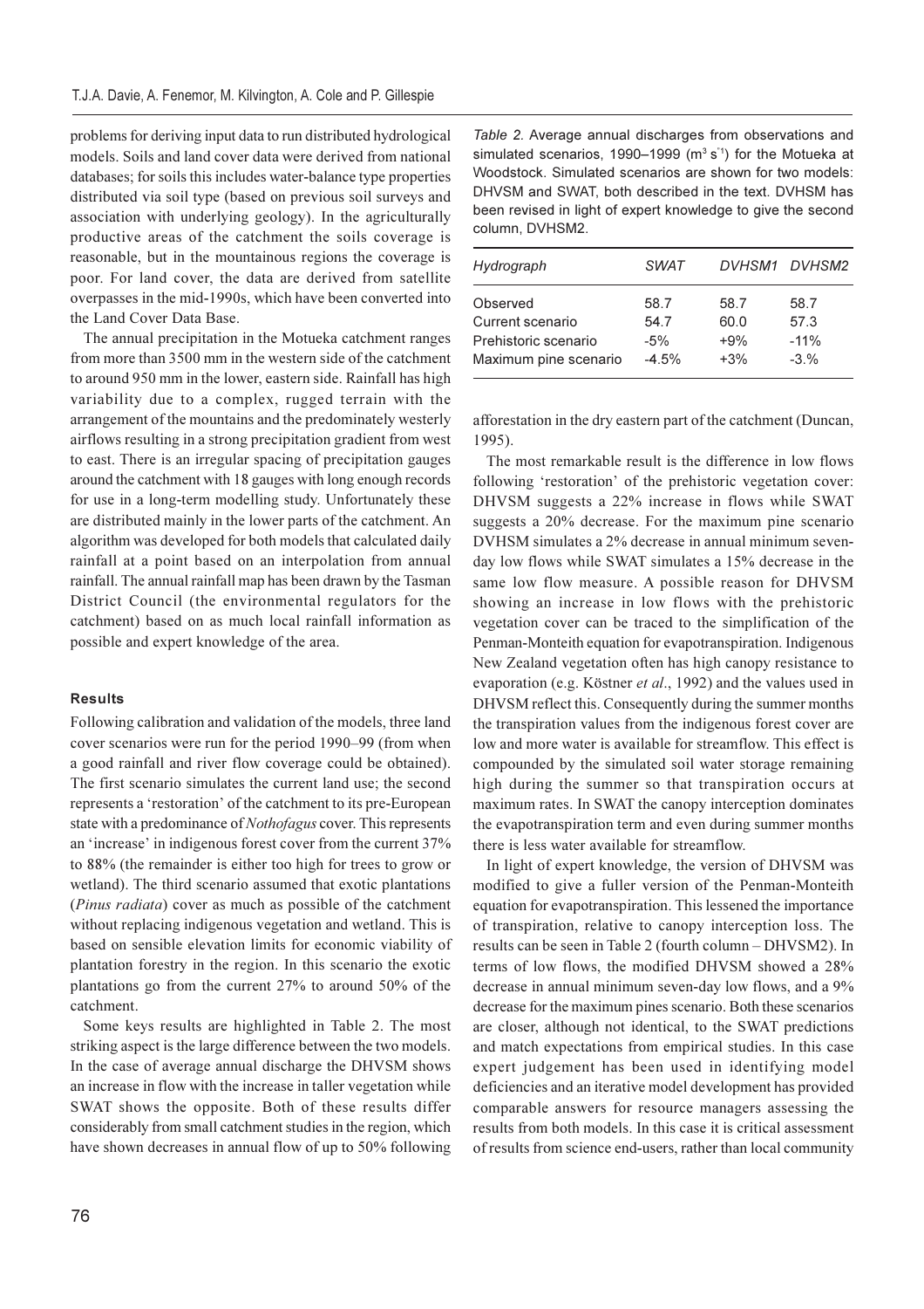problems for deriving input data to run distributed hydrological models. Soils and land cover data were derived from national databases; for soils this includes water-balance type properties distributed via soil type (based on previous soil surveys and association with underlying geology). In the agriculturally productive areas of the catchment the soils coverage is reasonable, but in the mountainous regions the coverage is poor. For land cover, the data are derived from satellite overpasses in the mid-1990s, which have been converted into the Land Cover Data Base.

The annual precipitation in the Motueka catchment ranges from more than 3500 mm in the western side of the catchment to around 950 mm in the lower, eastern side. Rainfall has high variability due to a complex, rugged terrain with the arrangement of the mountains and the predominately westerly airflows resulting in a strong precipitation gradient from west to east. There is an irregular spacing of precipitation gauges around the catchment with 18 gauges with long enough records for use in a long-term modelling study. Unfortunately these are distributed mainly in the lower parts of the catchment. An algorithm was developed for both models that calculated daily rainfall at a point based on an interpolation from annual rainfall. The annual rainfall map has been drawn by the Tasman District Council (the environmental regulators for the catchment) based on as much local rainfall information as possible and expert knowledge of the area.

### Results

Following calibration and validation of the models, three land cover scenarios were run for the period 1990–99 (from when a good rainfall and river flow coverage could be obtained). The first scenario simulates the current land use; the second represents a 'restoration' of the catchment to its pre-European state with a predominance of *Nothofagus* cover. This represents an 'increase' in indigenous forest cover from the current 37% to 88% (the remainder is either too high for trees to grow or wetland). The third scenario assumed that exotic plantations (*Pinus radiata*) cover as much as possible of the catchment without replacing indigenous vegetation and wetland. This is based on sensible elevation limits for economic viability of plantation forestry in the region. In this scenario the exotic plantations go from the current 27% to around 50% of the catchment.

Some keys results are highlighted in Table 2. The most striking aspect is the large difference between the two models. In the case of average annual discharge the DHVSM shows an increase in flow with the increase in taller vegetation while SWAT shows the opposite. Both of these results differ considerably from small catchment studies in the region, which have shown decreases in annual flow of up to 50% following afforestation in the dry eastern part of the catchment (Duncan, 1995).

*Table 2.* Average annual discharges from observations and simulated scenarios, 1990–1999 ($m^3 s^{-1}$) for the Motueka at Woodstock. Simulated scenarios are shown for two models: DHVSM and SWAT, both described in the text. DVHSM has been revised in light of expert knowledge to give the second column, DVHSM2.

| *Hydrograph* | *SWAT* | *DVHSM1* | *DVHSM2* |
|---|---|---|---|
| Observed | 58.7 | 58.7 | 58.7 |
| Current scenario | 54.7 | 60.0 | 57.3 |
| Prehistoric scenario | -5% | +9% | -11% |
| Maximum pine scenario | -4.5% | +3% | -3.% |

The most remarkable result is the difference in low flows following 'restoration' of the prehistoric vegetation cover: DHVSM suggests a 22% increase in flows while SWAT suggests a 20% decrease. For the maximum pine scenario DVHSM simulates a 2% decrease in annual minimum seven-day low flows while SWAT simulates a 15% decrease in the same low flow measure. A possible reason for DHVSM showing an increase in low flows with the prehistoric vegetation cover can be traced to the simplification of the Penman-Monteith equation for evapotranspiration. Indigenous New Zealand vegetation often has high canopy resistance to evaporation (e.g. Köstner *et al*., 1992) and the values used in DHVSM reflect this. Consequently during the summer months the transpiration values from the indigenous forest cover are low and more water is available for streamflow. This effect is compounded by the simulated soil water storage remaining high during the summer so that transpiration occurs at maximum rates. In SWAT the canopy interception dominates the evapotranspiration term and even during summer months there is less water available for streamflow.

In light of expert knowledge, the version of DHVSM was modified to give a fuller version of the Penman-Monteith equation for evapotranspiration. This lessened the importance of transpiration, relative to canopy interception loss. The results can be seen in Table 2 (fourth column – DHVSM2). In terms of low flows, the modified DHVSM showed a 28% decrease in annual minimum seven-day low flows, and a 9% decrease for the maximum pines scenario. Both these scenarios are closer, although not identical, to the SWAT predictions and match expectations from empirical studies. In this case expert judgement has been used in identifying model deficiencies and an iterative model development has provided comparable answers for resource managers assessing the results from both models. In this case it is critical assessment of results from science end-users, rather than local community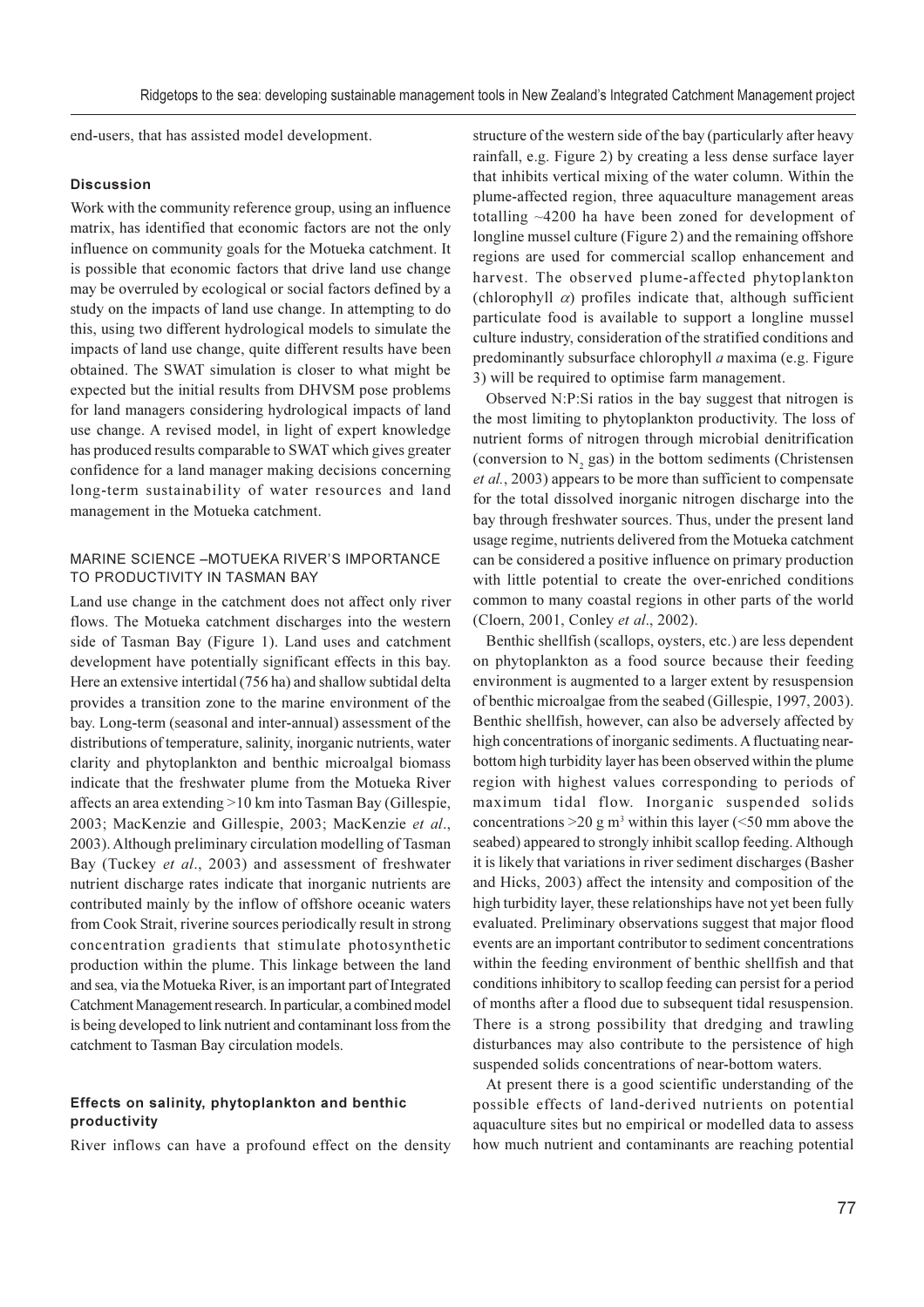end-users, that has assisted model development.

#### Discussion

Work with the community reference group, using an influence matrix, has identified that economic factors are not the only influence on community goals for the Motueka catchment. It is possible that economic factors that drive land use change may be overruled by ecological or social factors defined by a study on the impacts of land use change. In attempting to do this, using two different hydrological models to simulate the impacts of land use change, quite different results have been obtained. The SWAT simulation is closer to what might be expected but the initial results from DHVSM pose problems for land managers considering hydrological impacts of land use change. A revised model, in light of expert knowledge has produced results comparable to SWAT which gives greater confidence for a land manager making decisions concerning long-term sustainability of water resources and land management in the Motueka catchment.

## MARINE SCIENCE –MOTUEKA RIVER'S IMPORTANCE TO PRODUCTIVITY IN TASMAN BAY

Land use change in the catchment does not affect only river flows. The Motueka catchment discharges into the western side of Tasman Bay (Figure 1). Land uses and catchment development have potentially significant effects in this bay. Here an extensive intertidal (756 ha) and shallow subtidal delta provides a transition zone to the marine environment of the bay. Long-term (seasonal and inter-annual) assessment of the distributions of temperature, salinity, inorganic nutrients, water clarity and phytoplankton and benthic microalgal biomass indicate that the freshwater plume from the Motueka River affects an area extending >10 km into Tasman Bay (Gillespie, 2003; MacKenzie and Gillespie, 2003; MacKenzie *et al*., 2003). Although preliminary circulation modelling of Tasman Bay (Tuckey *et al*., 2003) and assessment of freshwater nutrient discharge rates indicate that inorganic nutrients are contributed mainly by the inflow of offshore oceanic waters from Cook Strait, riverine sources periodically result in strong concentration gradients that stimulate photosynthetic production within the plume. This linkage between the land and sea, via the Motueka River, is an important part of Integrated Catchment Management research. In particular, a combined model is being developed to link nutrient and contaminant loss from the catchment to Tasman Bay circulation models.

#### Effects on salinity, phytoplankton and benthic productivity

River inflows can have a profound effect on the density structure of the western side of the bay (particularly after heavy rainfall, e.g. Figure 2) by creating a less dense surface layer that inhibits vertical mixing of the water column. Within the plume-affected region, three aquaculture management areas totalling ~4200 ha have been zoned for development of longline mussel culture (Figure 2) and the remaining offshore regions are used for commercial scallop enhancement and harvest. The observed plume-affected phytoplankton (chlorophyll $\alpha$) profiles indicate that, although sufficient particulate food is available to support a longline mussel culture industry, consideration of the stratified conditions and predominantly subsurface chlorophyll *a* maxima (e.g. Figure 3) will be required to optimise farm management.

Observed N:P:Si ratios in the bay suggest that nitrogen is the most limiting to phytoplankton productivity. The loss of nutrient forms of nitrogen through microbial denitrification (conversion to $N_2$ gas) in the bottom sediments (Christensen *et al.*, 2003) appears to be more than sufficient to compensate for the total dissolved inorganic nitrogen discharge into the bay through freshwater sources. Thus, under the present land usage regime, nutrients delivered from the Motueka catchment can be considered a positive influence on primary production with little potential to create the over-enriched conditions common to many coastal regions in other parts of the world (Cloern, 2001, Conley *et al*., 2002).

Benthic shellfish (scallops, oysters, etc.) are less dependent on phytoplankton as a food source because their feeding environment is augmented to a larger extent by resuspension of benthic microalgae from the seabed (Gillespie, 1997, 2003). Benthic shellfish, however, can also be adversely affected by high concentrations of inorganic sediments. A fluctuating near-bottom high turbidity layer has been observed within the plume region with highest values corresponding to periods of maximum tidal flow. Inorganic suspended solids concentrations >20 g $m^3$ within this layer (<50 mm above the seabed) appeared to strongly inhibit scallop feeding. Although it is likely that variations in river sediment discharges (Basher and Hicks, 2003) affect the intensity and composition of the high turbidity layer, these relationships have not yet been fully evaluated. Preliminary observations suggest that major flood events are an important contributor to sediment concentrations within the feeding environment of benthic shellfish and that conditions inhibitory to scallop feeding can persist for a period of months after a flood due to subsequent tidal resuspension. There is a strong possibility that dredging and trawling disturbances may also contribute to the persistence of high suspended solids concentrations of near-bottom waters.

At present there is a good scientific understanding of the possible effects of land-derived nutrients on potential aquaculture sites but no empirical or modelled data to assess how much nutrient and contaminants are reaching potential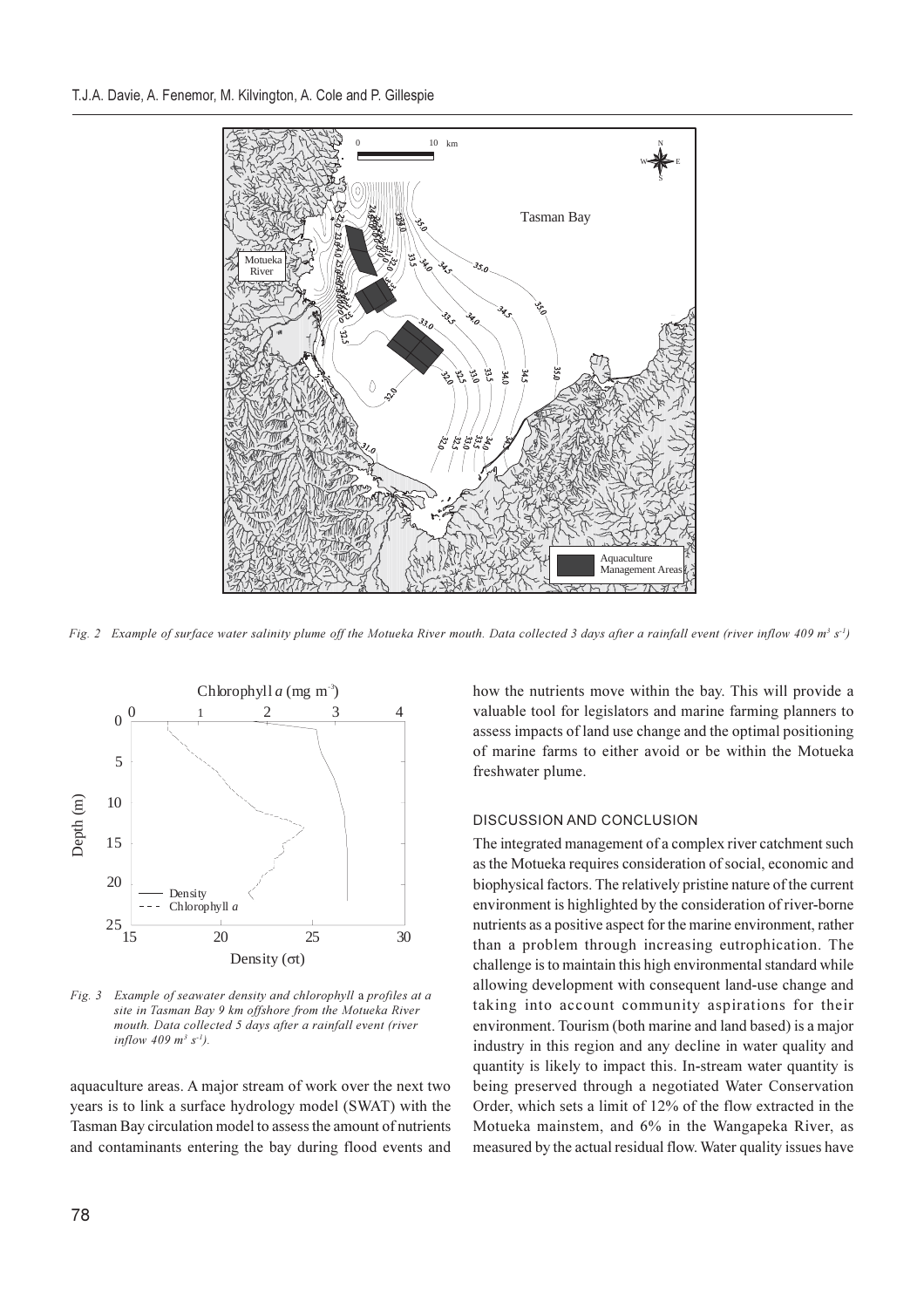*Fig. 2 Example of surface water salinity plume off the Motueka River mouth. Data collected 3 days after a rainfall event (river inflow 409 $m^3$ $s^{-1}$)*

*Fig. 3 Example of seawater density and chlorophyll a profiles at a site in Tasman Bay 9 km offshore from the Motueka River mouth. Data collected 5 days after a rainfall event (river inflow 409 $m^3$ $s^{-1}$).*

aquaculture areas. A major stream of work over the next two years is to link a surface hydrology model (SWAT) with the Tasman Bay circulation model to assess the amount of nutrients and contaminants entering the bay during flood events and how the nutrients move within the bay. This will provide a valuable tool for legislators and marine farming planners to assess impacts of land use change and the optimal positioning of marine farms to either avoid or be within the Motueka freshwater plume.

## DISCUSSION AND CONCLUSION

The integrated management of a complex river catchment such as the Motueka requires consideration of social, economic and biophysical factors. The relatively pristine nature of the current environment is highlighted by the consideration of river-borne nutrients as a positive aspect for the marine environment, rather than a problem through increasing eutrophication. The challenge is to maintain this high environmental standard while allowing development with consequent land-use change and taking into account community aspirations for their environment. Tourism (both marine and land based) is a major industry in this region and any decline in water quality and quantity is likely to impact this. In-stream water quantity is being preserved through a negotiated Water Conservation Order, which sets a limit of 12% of the flow extracted in the Motueka mainstem, and 6% in the Wangapeka River, as measured by the actual residual flow. Water quality issues have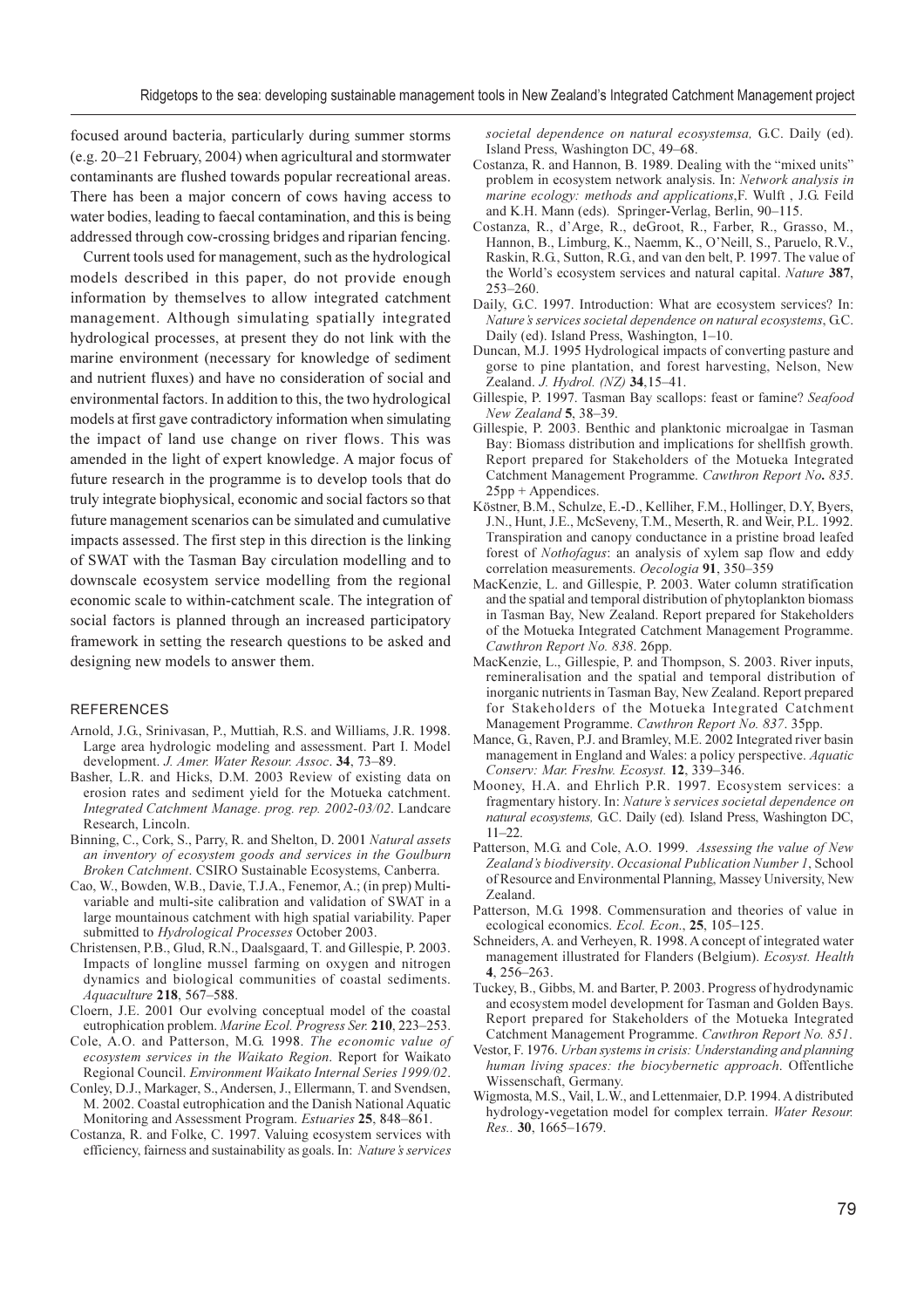focused around bacteria, particularly during summer storms (e.g. 20–21 February, 2004) when agricultural and stormwater contaminants are flushed towards popular recreational areas. There has been a major concern of cows having access to water bodies, leading to faecal contamination, and this is being addressed through cow-crossing bridges and riparian fencing.

Current tools used for management, such as the hydrological models described in this paper, do not provide enough information by themselves to allow integrated catchment management. Although simulating spatially integrated hydrological processes, at present they do not link with the marine environment (necessary for knowledge of sediment and nutrient fluxes) and have no consideration of social and environmental factors. In addition to this, the two hydrological models at first gave contradictory information when simulating the impact of land use change on river flows. This was amended in the light of expert knowledge. A major focus of future research in the programme is to develop tools that do truly integrate biophysical, economic and social factors so that future management scenarios can be simulated and cumulative impacts assessed. The first step in this direction is the linking of SWAT with the Tasman Bay circulation modelling and to downscale ecosystem service modelling from the regional economic scale to within-catchment scale. The integration of social factors is planned through an increased participatory framework in setting the research questions to be asked and designing new models to answer them.

## REFERENCES

Arnold, J.G., Srinivasan, P., Muttiah, R.S. and Williams, J.R. 1998. Large area hydrologic modeling and assessment. Part I. Model development. *J. Amer. Water Resour. Assoc*. **34**, 73–89.

Basher, L.R. and Hicks, D.M. 2003 Review of existing data on erosion rates and sediment yield for the Motueka catchment. *Integrated Catchment Manage. prog. rep. 2002-03/02*. Landcare Research, Lincoln.

Binning, C., Cork, S., Parry, R. and Shelton, D. 2001 *Natural assets an inventory of ecosystem goods and services in the Goulburn Broken Catchment*. CSIRO Sustainable Ecosystems, Canberra.

Cao, W., Bowden, W.B., Davie, T.J.A., Fenemor, A.; (in prep) Multi-variable and multi-site calibration and validation of SWAT in a large mountainous catchment with high spatial variability. Paper submitted to *Hydrological Processes* October 2003.

Christensen, P.B., Glud, R.N., Daalsgaard, T. and Gillespie, P. 2003. Impacts of longline mussel farming on oxygen and nitrogen dynamics and biological communities of coastal sediments. *Aquaculture* **218**, 567–588.

Cloern, J.E. 2001 Our evolving conceptual model of the coastal eutrophication problem. *Marine Ecol. Progress Ser.* **210**, 223–253.

Cole, A.O. and Patterson, M.G. 1998. *The economic value of ecosystem services in the Waikato Region*. Report for Waikato Regional Council. *Environment Waikato Internal Series 1999/02*.

Conley, D.J., Markager, S., Andersen, J., Ellermann, T. and Svendsen, M. 2002. Coastal eutrophication and the Danish National Aquatic Monitoring and Assessment Program. *Estuaries* **25**, 848–861.

Costanza, R. and Folke, C. 1997. Valuing ecosystem services with efficiency, fairness and sustainability as goals. In: *Nature's services societal dependence on natural ecosystemsa,* G.C. Daily (ed). Island Press, Washington DC, 49–68.

Costanza, R. and Hannon, B. 1989. Dealing with the "mixed units" problem in ecosystem network analysis. In: *Network analysis in marine ecology: methods and applications*,F. Wulft , J.G. Feild and K.H. Mann (eds). Springer-Verlag, Berlin, 90–115.

Costanza, R., d'Arge, R., deGroot, R., Farber, R., Grasso, M., Hannon, B., Limburg, K., Naemm, K., O'Neill, S., Paruelo, R.V., Raskin, R.G., Sutton, R.G., and van den belt, P. 1997. The value of the World's ecosystem services and natural capital. *Nature* **387**, 253–260.

Daily, G.C. 1997. Introduction: What are ecosystem services? In: *Nature's services societal dependence on natural ecosystems*, G.C. Daily (ed). Island Press, Washington, 1–10.

Duncan, M.J. 1995 Hydrological impacts of converting pasture and gorse to pine plantation, and forest harvesting, Nelson, New Zealand. *J. Hydrol. (NZ)* **34**,15–41.

Gillespie, P. 1997. Tasman Bay scallops: feast or famine? *Seafood New Zealand* **5**, 38–39.

Gillespie, P. 2003. Benthic and planktonic microalgae in Tasman Bay: Biomass distribution and implications for shellfish growth. Report prepared for Stakeholders of the Motueka Integrated Catchment Management Programme. *Cawthron Report No. 835*. 25pp + Appendices.

Köstner, B.M., Schulze, E.-D., Kelliher, F.M., Hollinger, D.Y, Byers, J.N., Hunt, J.E., McSeveny, T.M., Meserth, R. and Weir, P.L. 1992. Transpiration and canopy conductance in a pristine broad leafed forest of *Nothofagus*: an analysis of xylem sap flow and eddy correlation measurements. *Oecologia* **91**, 350–359

MacKenzie, L. and Gillespie, P. 2003. Water column stratification and the spatial and temporal distribution of phytoplankton biomass in Tasman Bay, New Zealand. Report prepared for Stakeholders of the Motueka Integrated Catchment Management Programme. *Cawthron Report No. 838*. 26pp.

MacKenzie, L., Gillespie, P. and Thompson, S. 2003. River inputs, remineralisation and the spatial and temporal distribution of inorganic nutrients in Tasman Bay, New Zealand. Report prepared for Stakeholders of the Motueka Integrated Catchment Management Programme. *Cawthron Report No. 837*. 35pp.

Mance, G., Raven, P.J. and Bramley, M.E. 2002 Integrated river basin management in England and Wales: a policy perspective. *Aquatic Conserv: Mar. Freshw. Ecosyst.* **12**, 339–346.

Mooney, H.A. and Ehrlich P.R. 1997. Ecosystem services: a fragmentary history. In: *Nature's services societal dependence on natural ecosystems,* G.C. Daily (ed)*.* Island Press, Washington DC, 11–22.

Patterson, M.G. and Cole, A.O. 1999. *Assessing the value of New Zealand's biodiversity*. *Occasional Publication Number 1*, School of Resource and Environmental Planning, Massey University, New Zealand.

Patterson, M.G. 1998. Commensuration and theories of value in ecological economics. *Ecol. Econ*., **25**, 105–125.

Schneiders, A. and Verheyen, R. 1998. A concept of integrated water management illustrated for Flanders (Belgium). *Ecosyst. Health* **4**, 256–263.

Tuckey, B., Gibbs, M. and Barter, P. 2003. Progress of hydrodynamic and ecosystem model development for Tasman and Golden Bays. Report prepared for Stakeholders of the Motueka Integrated Catchment Management Programme. *Cawthron Report No. 851*.

Vestor, F. 1976. *Urban systems in crisis: Understanding and planning human living spaces: the biocybernetic approach*. Offentliche Wissenschaft, Germany.

Wigmosta, M.S., Vail, L.W., and Lettenmaier, D.P. 1994. A distributed hydrology-vegetation model for complex terrain. *Water Resour. Res.*. **30**, 1665–1679.